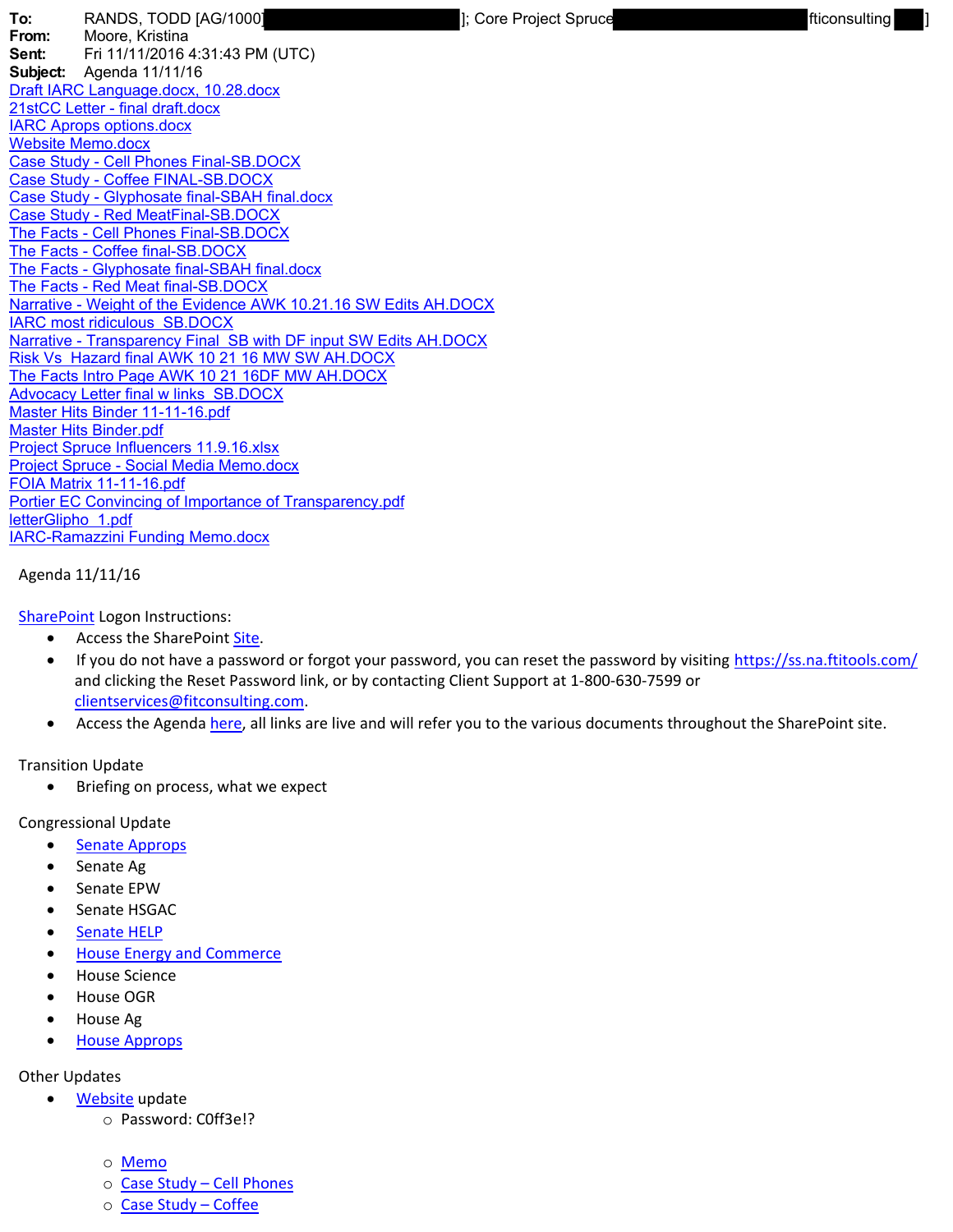**To:** RANDS, TODD [AG/1000] ]; Core Project Spruce fticonsulting ]
**From:** Moore, Kristina
**Sent:** Fri 11/11/2016 4:31:43 PM (UTC)
**Subject:** Agenda 11/11/16

Draft IARC Language.docx, 10.28.docx
21stCC Letter - final draft.docx
IARC Aprops options.docx
Website Memo.docx
Case Study - Cell Phones Final-SB.DOCX
Case Study - Coffee FINAL-SB.DOCX
Case Study - Glyphosate final-SBAH final.docx
Case Study - Red MeatFinal-SB.DOCX
The Facts - Cell Phones Final-SB.DOCX
The Facts - Coffee final-SB.DOCX
The Facts - Glyphosate final-SBAH final.docx
The Facts - Red Meat final-SB.DOCX
Narrative - Weight of the Evidence AWK 10.21.16 SW Edits AH.DOCX
IARC most ridiculous SB.DOCX
Narrative - Transparency Final SB with DF input SW Edits AH.DOCX
Risk Vs Hazard final AWK 10 21 16 MW SW AH.DOCX
The Facts Intro Page AWK 10 21 16DF MW AH.DOCX
Advocacy Letter final w links SB.DOCX
Master Hits Binder 11-11-16.pdf
Master Hits Binder.pdf
Project Spruce Influencers 11.9.16.xlsx
Project Spruce - Social Media Memo.docx
FOIA Matrix 11-11-16.pdf
Portier EC Convincing of Importance of Transparency.pdf
letterGlipho 1.pdf
IARC-Ramazzini Funding Memo.docx

Agenda 11/11/16

SharePoint Logon Instructions:

- Access the SharePoint Site.
- If you do not have a password or forgot your password, you can reset the password by visiting https://ss.na.ftitools.com/ and clicking the Reset Password link, or by contacting Client Support at 1-800-630-7599 or clientservices@fitconsulting.com.
- Access the Agenda here, all links are live and will refer you to the various documents throughout the SharePoint site.

Transition Update

- Briefing on process, what we expect

Congressional Update

- Senate Approps
- Senate Ag
- Senate EPW
- Senate HSGAC
- Senate HELP
- House Energy and Commerce
- House Science
- House OGR
- House Ag
- House Approps

Other Updates

- Website update
  - Password: C0ff3e!?
  - Memo
  - Case Study – Cell Phones
  - Case Study – Coffee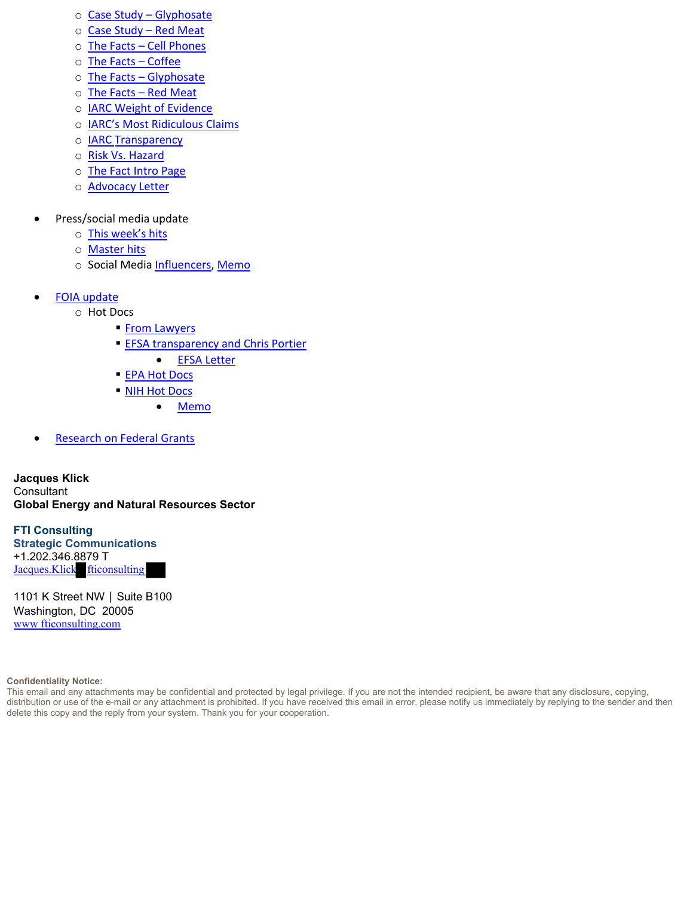- Case Study – Glyphosate
  - Case Study – Red Meat
  - The Facts – Cell Phones
  - The Facts – Coffee
  - The Facts – Glyphosate
  - The Facts – Red Meat
  - IARC Weight of Evidence
  - IARC's Most Ridiculous Claims
  - IARC Transparency
  - Risk Vs. Hazard
  - The Fact Intro Page
  - Advocacy Letter

- Press/social media update
  - This week's hits
  - Master hits
  - Social Media Influencers, Memo

- FOIA update
  - Hot Docs
    - From Lawyers
    - EFSA transparency and Chris Portier
      - EFSA Letter
    - EPA Hot Docs
    - NIH Hot Docs
      - Memo

- Research on Federal Grants

**Jacques Klick**
Consultant
**Global Energy and Natural Resources Sector**

**FTI Consulting**
**Strategic Communications**
+1.202.346.8879 T
Jacques.Klick█fticonsulting███

1101 K Street NW | Suite B100
Washington, DC 20005
www.fticonsulting.com

**Confidentiality Notice:**
This email and any attachments may be confidential and protected by legal privilege. If you are not the intended recipient, be aware that any disclosure, copying, distribution or use of the e-mail or any attachment is prohibited. If you have received this email in error, please notify us immediately by replying to the sender and then delete this copy and the reply from your system. Thank you for your cooperation.